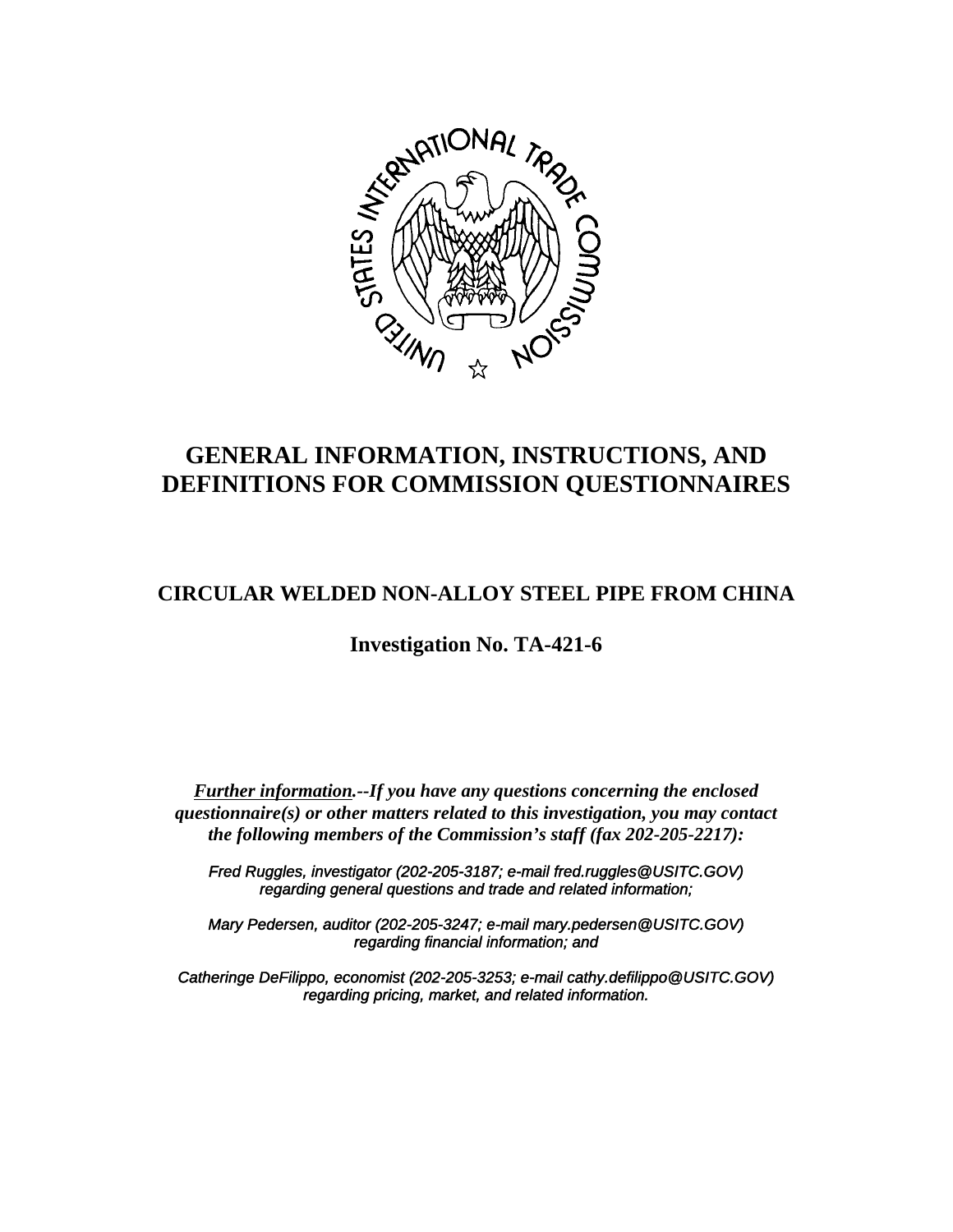# GENERAL INFORMATION, INSTRUCTIONS, AND DEFINITIONS FOR COMMISSION QUESTIONNAIRES

## CIRCULAR WELDED NON-ALLOY STEEL PIPE FROM CHINA

## Investigation No. TA-421-6

***Further information.--If you have any questions concerning the enclosed questionnaire(s) or other matters related to this investigation, you may contact the following members of the Commission's staff (fax 202-205-2217):***

*Fred Ruggles, investigator (202-205-3187; e-mail fred.ruggles@USITC.GOV) regarding general questions and trade and related information;*

*Mary Pedersen, auditor (202-205-3247; e-mail mary.pedersen@USITC.GOV) regarding financial information; and*

*Catheringe DeFilippo, economist (202-205-3253; e-mail cathy.defilippo@USITC.GOV) regarding pricing, market, and related information.*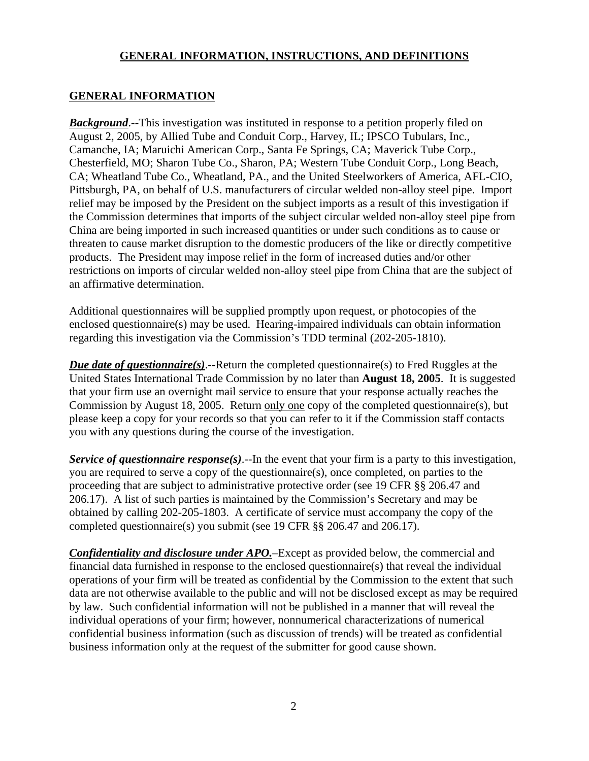## GENERAL INFORMATION, INSTRUCTIONS, AND DEFINITIONS

### GENERAL INFORMATION

***Background***.--This investigation was instituted in response to a petition properly filed on August 2, 2005, by Allied Tube and Conduit Corp., Harvey, IL; IPSCO Tubulars, Inc., Camanche, IA; Maruichi American Corp., Santa Fe Springs, CA; Maverick Tube Corp., Chesterfield, MO; Sharon Tube Co., Sharon, PA; Western Tube Conduit Corp., Long Beach, CA; Wheatland Tube Co., Wheatland, PA., and the United Steelworkers of America, AFL-CIO, Pittsburgh, PA, on behalf of U.S. manufacturers of circular welded non-alloy steel pipe. Import relief may be imposed by the President on the subject imports as a result of this investigation if the Commission determines that imports of the subject circular welded non-alloy steel pipe from China are being imported in such increased quantities or under such conditions as to cause or threaten to cause market disruption to the domestic producers of the like or directly competitive products. The President may impose relief in the form of increased duties and/or other restrictions on imports of circular welded non-alloy steel pipe from China that are the subject of an affirmative determination.

Additional questionnaires will be supplied promptly upon request, or photocopies of the enclosed questionnaire(s) may be used. Hearing-impaired individuals can obtain information regarding this investigation via the Commission's TDD terminal (202-205-1810).

***Due date of questionnaire(s)***.--Return the completed questionnaire(s) to Fred Ruggles at the United States International Trade Commission by no later than **August 18, 2005**. It is suggested that your firm use an overnight mail service to ensure that your response actually reaches the Commission by August 18, 2005. Return only one copy of the completed questionnaire(s), but please keep a copy for your records so that you can refer to it if the Commission staff contacts you with any questions during the course of the investigation.

***Service of questionnaire response(s)***.--In the event that your firm is a party to this investigation, you are required to serve a copy of the questionnaire(s), once completed, on parties to the proceeding that are subject to administrative protective order (see 19 CFR §§ 206.47 and 206.17). A list of such parties is maintained by the Commission's Secretary and may be obtained by calling 202-205-1803. A certificate of service must accompany the copy of the completed questionnaire(s) you submit (see 19 CFR §§ 206.47 and 206.17).

***Confidentiality and disclosure under APO.***–Except as provided below, the commercial and financial data furnished in response to the enclosed questionnaire(s) that reveal the individual operations of your firm will be treated as confidential by the Commission to the extent that such data are not otherwise available to the public and will not be disclosed except as may be required by law. Such confidential information will not be published in a manner that will reveal the individual operations of your firm; however, nonnumerical characterizations of numerical confidential business information (such as discussion of trends) will be treated as confidential business information only at the request of the submitter for good cause shown.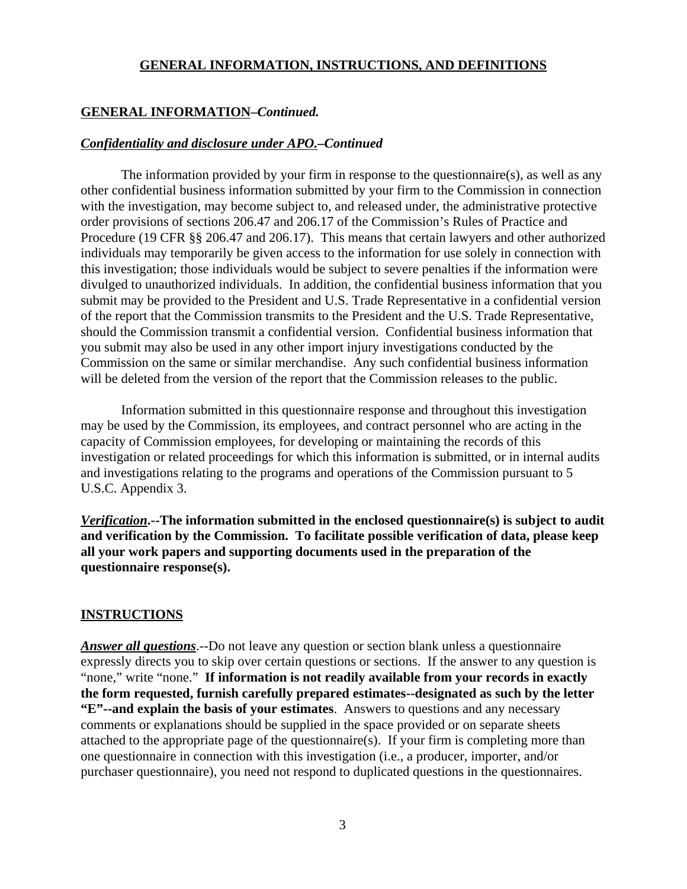## GENERAL INFORMATION, INSTRUCTIONS, AND DEFINITIONS

**GENERAL INFORMATION–*Continued.***

***Confidentiality and disclosure under APO.–Continued***

The information provided by your firm in response to the questionnaire(s), as well as any other confidential business information submitted by your firm to the Commission in connection with the investigation, may become subject to, and released under, the administrative protective order provisions of sections 206.47 and 206.17 of the Commission's Rules of Practice and Procedure (19 CFR §§ 206.47 and 206.17). This means that certain lawyers and other authorized individuals may temporarily be given access to the information for use solely in connection with this investigation; those individuals would be subject to severe penalties if the information were divulged to unauthorized individuals. In addition, the confidential business information that you submit may be provided to the President and U.S. Trade Representative in a confidential version of the report that the Commission transmits to the President and the U.S. Trade Representative, should the Commission transmit a confidential version. Confidential business information that you submit may also be used in any other import injury investigations conducted by the Commission on the same or similar merchandise. Any such confidential business information will be deleted from the version of the report that the Commission releases to the public.

Information submitted in this questionnaire response and throughout this investigation may be used by the Commission, its employees, and contract personnel who are acting in the capacity of Commission employees, for developing or maintaining the records of this investigation or related proceedings for which this information is submitted, or in internal audits and investigations relating to the programs and operations of the Commission pursuant to 5 U.S.C. Appendix 3.

***Verification*.--The information submitted in the enclosed questionnaire(s) is subject to audit and verification by the Commission. To facilitate possible verification of data, please keep all your work papers and supporting documents used in the preparation of the questionnaire response(s).**

**INSTRUCTIONS**

***Answer all questions***.--Do not leave any question or section blank unless a questionnaire expressly directs you to skip over certain questions or sections. If the answer to any question is "none," write "none." **If information is not readily available from your records in exactly the form requested, furnish carefully prepared estimates--designated as such by the letter "E"--and explain the basis of your estimates**. Answers to questions and any necessary comments or explanations should be supplied in the space provided or on separate sheets attached to the appropriate page of the questionnaire(s). If your firm is completing more than one questionnaire in connection with this investigation (i.e., a producer, importer, and/or purchaser questionnaire), you need not respond to duplicated questions in the questionnaires.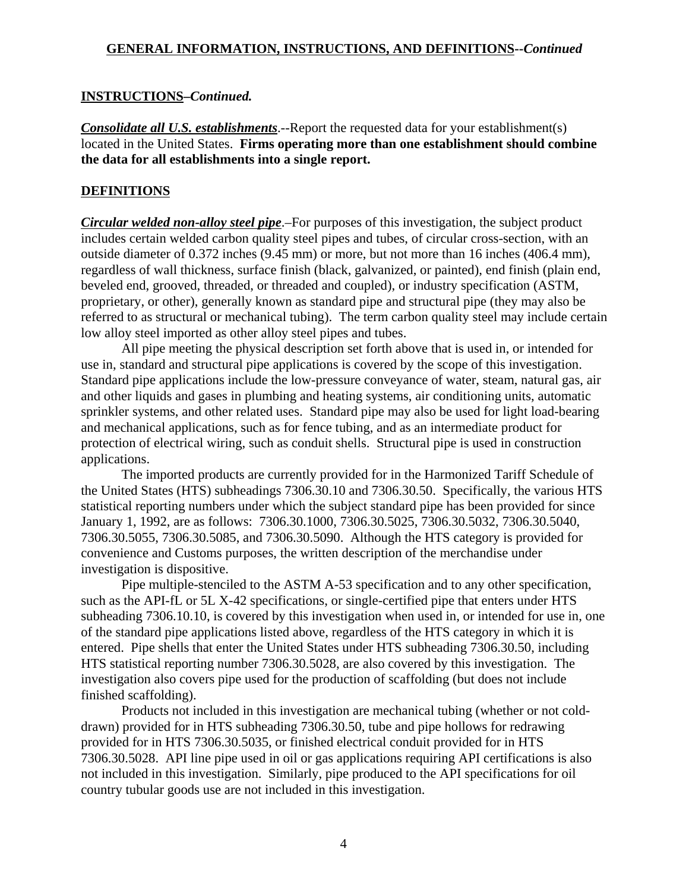## GENERAL INFORMATION, INSTRUCTIONS, AND DEFINITIONS--*Continued*

### INSTRUCTIONS–*Continued.*

***Consolidate all U.S. establishments***.--Report the requested data for your establishment(s) located in the United States. **Firms operating more than one establishment should combine the data for all establishments into a single report.**

### DEFINITIONS

***Circular welded non-alloy steel pipe***.–For purposes of this investigation, the subject product includes certain welded carbon quality steel pipes and tubes, of circular cross-section, with an outside diameter of 0.372 inches (9.45 mm) or more, but not more than 16 inches (406.4 mm), regardless of wall thickness, surface finish (black, galvanized, or painted), end finish (plain end, beveled end, grooved, threaded, or threaded and coupled), or industry specification (ASTM, proprietary, or other), generally known as standard pipe and structural pipe (they may also be referred to as structural or mechanical tubing). The term carbon quality steel may include certain low alloy steel imported as other alloy steel pipes and tubes.

All pipe meeting the physical description set forth above that is used in, or intended for use in, standard and structural pipe applications is covered by the scope of this investigation. Standard pipe applications include the low-pressure conveyance of water, steam, natural gas, air and other liquids and gases in plumbing and heating systems, air conditioning units, automatic sprinkler systems, and other related uses. Standard pipe may also be used for light load-bearing and mechanical applications, such as for fence tubing, and as an intermediate product for protection of electrical wiring, such as conduit shells. Structural pipe is used in construction applications.

The imported products are currently provided for in the Harmonized Tariff Schedule of the United States (HTS) subheadings 7306.30.10 and 7306.30.50. Specifically, the various HTS statistical reporting numbers under which the subject standard pipe has been provided for since January 1, 1992, are as follows: 7306.30.1000, 7306.30.5025, 7306.30.5032, 7306.30.5040, 7306.30.5055, 7306.30.5085, and 7306.30.5090. Although the HTS category is provided for convenience and Customs purposes, the written description of the merchandise under investigation is dispositive.

Pipe multiple-stenciled to the ASTM A-53 specification and to any other specification, such as the API-fL or 5L X-42 specifications, or single-certified pipe that enters under HTS subheading 7306.10.10, is covered by this investigation when used in, or intended for use in, one of the standard pipe applications listed above, regardless of the HTS category in which it is entered. Pipe shells that enter the United States under HTS subheading 7306.30.50, including HTS statistical reporting number 7306.30.5028, are also covered by this investigation. The investigation also covers pipe used for the production of scaffolding (but does not include finished scaffolding).

Products not included in this investigation are mechanical tubing (whether or not cold-drawn) provided for in HTS subheading 7306.30.50, tube and pipe hollows for redrawing provided for in HTS 7306.30.5035, or finished electrical conduit provided for in HTS 7306.30.5028. API line pipe used in oil or gas applications requiring API certifications is also not included in this investigation. Similarly, pipe produced to the API specifications for oil country tubular goods use are not included in this investigation.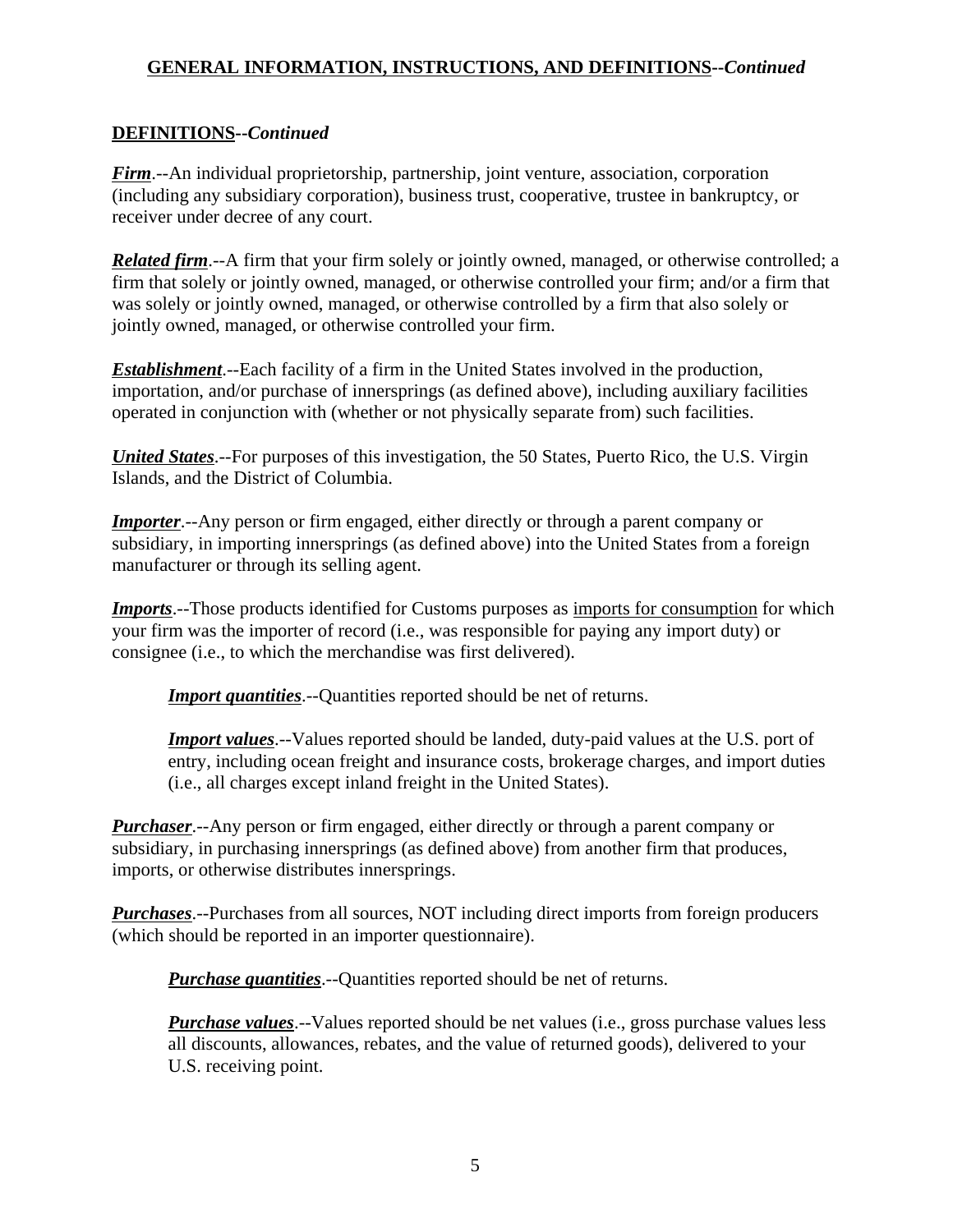## GENERAL INFORMATION, INSTRUCTIONS, AND DEFINITIONS--*Continued*

### DEFINITIONS--*Continued*

***Firm***.--An individual proprietorship, partnership, joint venture, association, corporation (including any subsidiary corporation), business trust, cooperative, trustee in bankruptcy, or receiver under decree of any court.

***Related firm***.--A firm that your firm solely or jointly owned, managed, or otherwise controlled; a firm that solely or jointly owned, managed, or otherwise controlled your firm; and/or a firm that was solely or jointly owned, managed, or otherwise controlled by a firm that also solely or jointly owned, managed, or otherwise controlled your firm.

***Establishment***.--Each facility of a firm in the United States involved in the production, importation, and/or purchase of innersprings (as defined above), including auxiliary facilities operated in conjunction with (whether or not physically separate from) such facilities.

***United States***.--For purposes of this investigation, the 50 States, Puerto Rico, the U.S. Virgin Islands, and the District of Columbia.

***Importer***.--Any person or firm engaged, either directly or through a parent company or subsidiary, in importing innersprings (as defined above) into the United States from a foreign manufacturer or through its selling agent.

***Imports***.--Those products identified for Customs purposes as imports for consumption for which your firm was the importer of record (i.e., was responsible for paying any import duty) or consignee (i.e., to which the merchandise was first delivered).

> ***Import quantities***.--Quantities reported should be net of returns.
>
> ***Import values***.--Values reported should be landed, duty-paid values at the U.S. port of entry, including ocean freight and insurance costs, brokerage charges, and import duties (i.e., all charges except inland freight in the United States).

***Purchaser***.--Any person or firm engaged, either directly or through a parent company or subsidiary, in purchasing innersprings (as defined above) from another firm that produces, imports, or otherwise distributes innersprings.

***Purchases***.--Purchases from all sources, NOT including direct imports from foreign producers (which should be reported in an importer questionnaire).

> ***Purchase quantities***.--Quantities reported should be net of returns.
>
> ***Purchase values***.--Values reported should be net values (i.e., gross purchase values less all discounts, allowances, rebates, and the value of returned goods), delivered to your U.S. receiving point.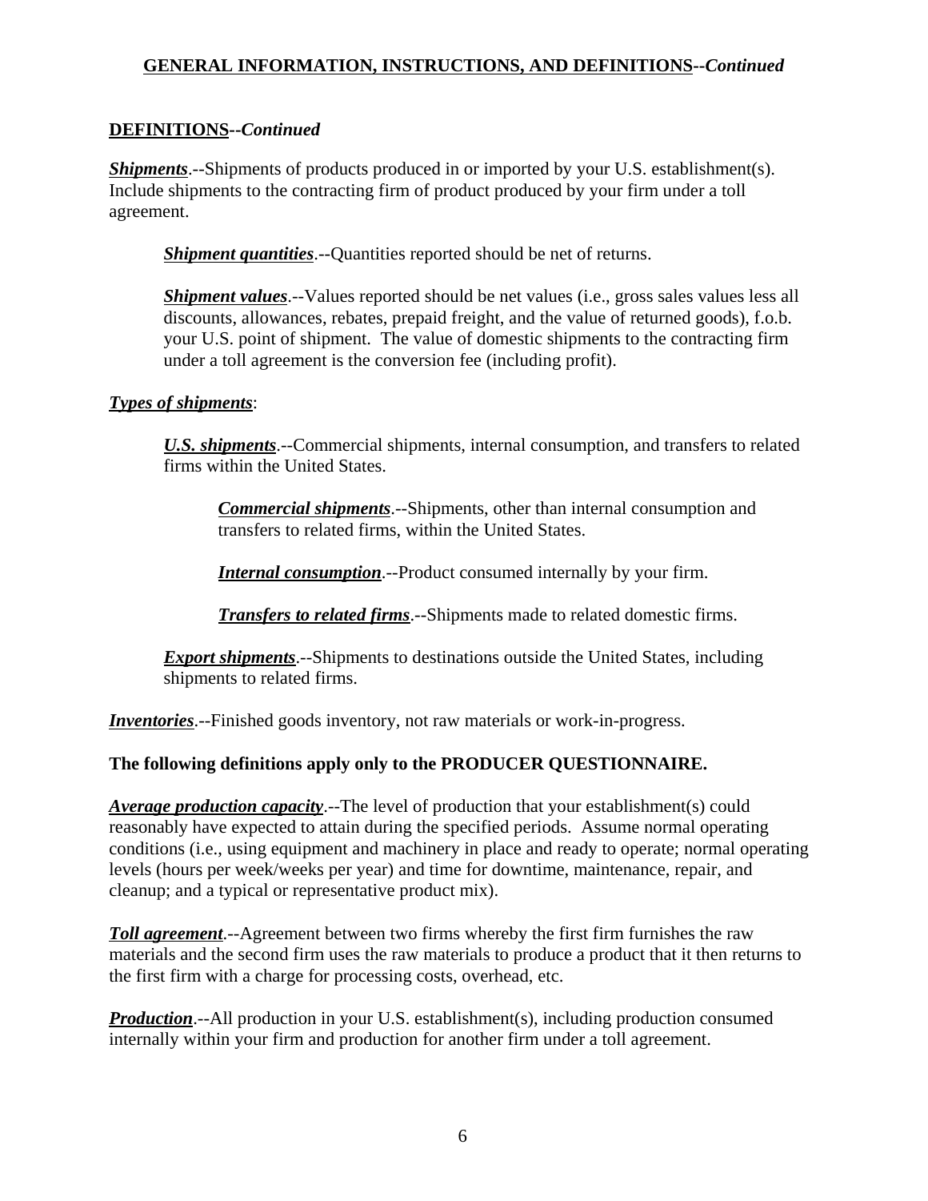## GENERAL INFORMATION, INSTRUCTIONS, AND DEFINITIONS--*Continued*

### DEFINITIONS--*Continued*

***Shipments***.--Shipments of products produced in or imported by your U.S. establishment(s). Include shipments to the contracting firm of product produced by your firm under a toll agreement.

> ***Shipment quantities***.--Quantities reported should be net of returns.
>
> ***Shipment values***.--Values reported should be net values (i.e., gross sales values less all discounts, allowances, rebates, prepaid freight, and the value of returned goods), f.o.b. your U.S. point of shipment. The value of domestic shipments to the contracting firm under a toll agreement is the conversion fee (including profit).

***Types of shipments***:

> ***U.S. shipments***.--Commercial shipments, internal consumption, and transfers to related firms within the United States.
>
> > ***Commercial shipments***.--Shipments, other than internal consumption and transfers to related firms, within the United States.
> >
> > ***Internal consumption***.--Product consumed internally by your firm.
> >
> > ***Transfers to related firms***.--Shipments made to related domestic firms.
>
> ***Export shipments***.--Shipments to destinations outside the United States, including shipments to related firms.

***Inventories***.--Finished goods inventory, not raw materials or work-in-progress.

**The following definitions apply only to the PRODUCER QUESTIONNAIRE.**

***Average production capacity***.--The level of production that your establishment(s) could reasonably have expected to attain during the specified periods. Assume normal operating conditions (i.e., using equipment and machinery in place and ready to operate; normal operating levels (hours per week/weeks per year) and time for downtime, maintenance, repair, and cleanup; and a typical or representative product mix).

***Toll agreement***.--Agreement between two firms whereby the first firm furnishes the raw materials and the second firm uses the raw materials to produce a product that it then returns to the first firm with a charge for processing costs, overhead, etc.

***Production***.--All production in your U.S. establishment(s), including production consumed internally within your firm and production for another firm under a toll agreement.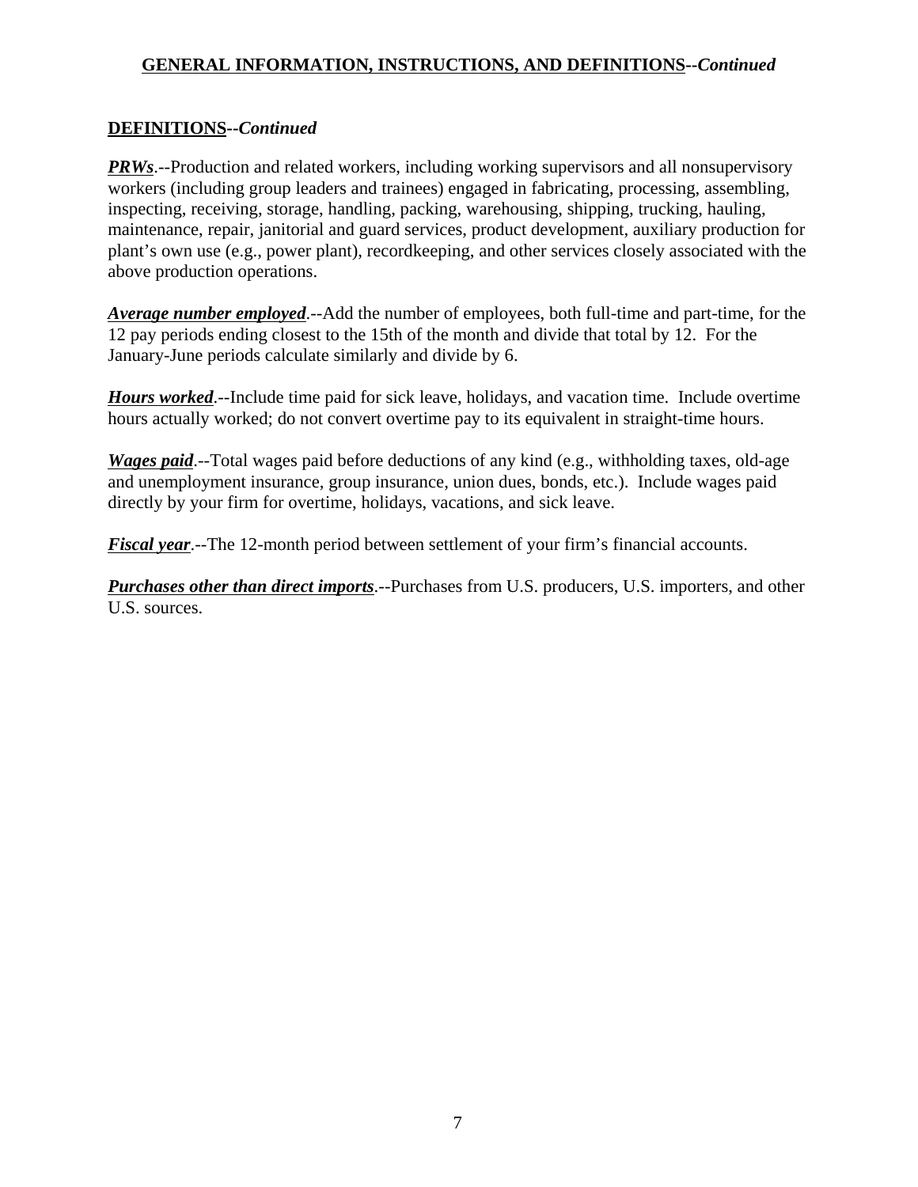## GENERAL INFORMATION, INSTRUCTIONS, AND DEFINITIONS--*Continued*

### DEFINITIONS--*Continued*

***PRWs***.--Production and related workers, including working supervisors and all nonsupervisory workers (including group leaders and trainees) engaged in fabricating, processing, assembling, inspecting, receiving, storage, handling, packing, warehousing, shipping, trucking, hauling, maintenance, repair, janitorial and guard services, product development, auxiliary production for plant's own use (e.g., power plant), recordkeeping, and other services closely associated with the above production operations.

***Average number employed***.--Add the number of employees, both full-time and part-time, for the 12 pay periods ending closest to the 15th of the month and divide that total by 12. For the January-June periods calculate similarly and divide by 6.

***Hours worked***.--Include time paid for sick leave, holidays, and vacation time. Include overtime hours actually worked; do not convert overtime pay to its equivalent in straight-time hours.

***Wages paid***.--Total wages paid before deductions of any kind (e.g., withholding taxes, old-age and unemployment insurance, group insurance, union dues, bonds, etc.). Include wages paid directly by your firm for overtime, holidays, vacations, and sick leave.

***Fiscal year***.--The 12-month period between settlement of your firm's financial accounts.

***Purchases other than direct imports***.--Purchases from U.S. producers, U.S. importers, and other U.S. sources.